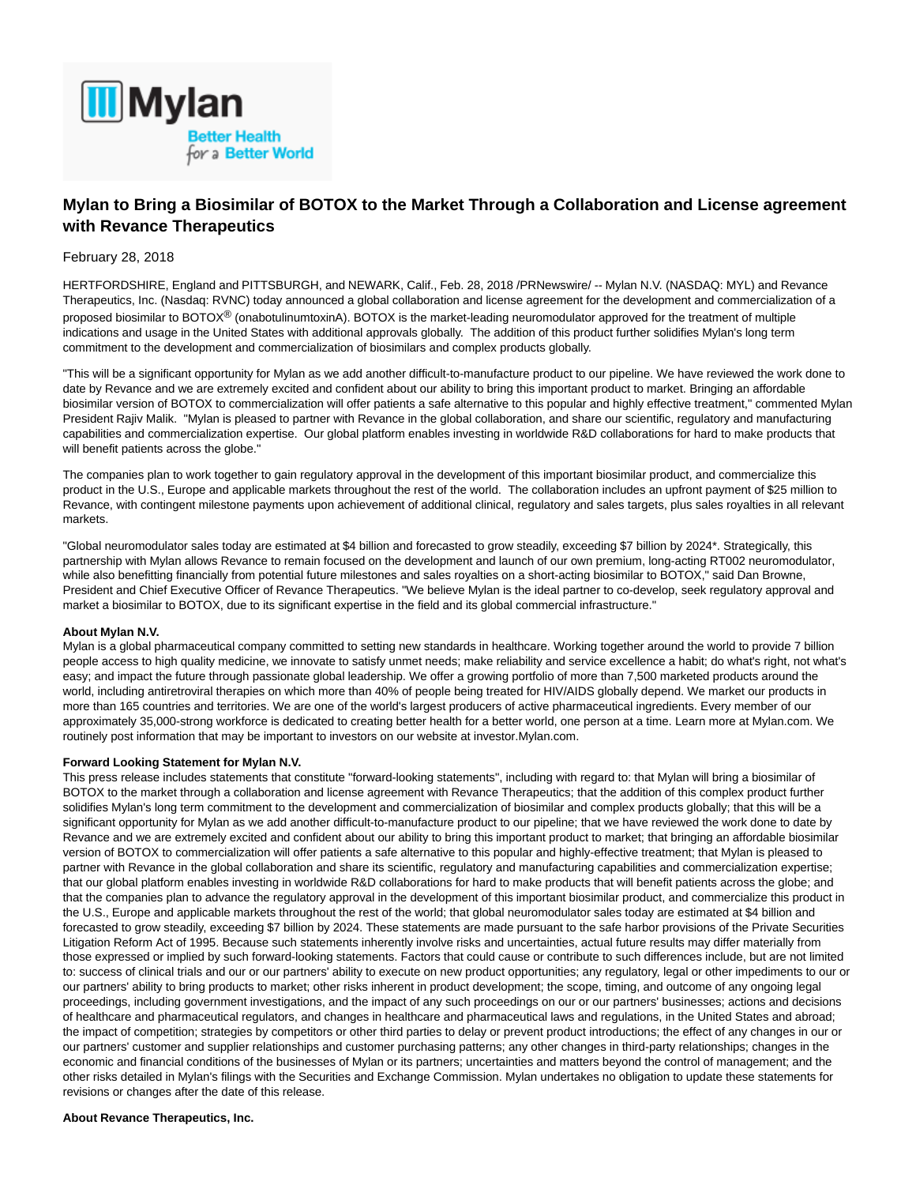Mylan

Better Health for a Better World

# Mylan to Bring a Biosimilar of BOTOX to the Market Through a Collaboration and License agreement with Revance Therapeutics

February 28, 2018

HERTFORDSHIRE, England and PITTSBURGH, and NEWARK, Calif., Feb. 28, 2018 /PRNewswire/ -- Mylan N.V. (NASDAQ: MYL) and Revance Therapeutics, Inc. (Nasdaq: RVNC) today announced a global collaboration and license agreement for the development and commercialization of a proposed biosimilar to BOTOX® (onabotulinumtoxinA). BOTOX is the market-leading neuromodulator approved for the treatment of multiple indications and usage in the United States with additional approvals globally. The addition of this product further solidifies Mylan's long term commitment to the development and commercialization of biosimilars and complex products globally.

"This will be a significant opportunity for Mylan as we add another difficult-to-manufacture product to our pipeline. We have reviewed the work done to date by Revance and we are extremely excited and confident about our ability to bring this important product to market. Bringing an affordable biosimilar version of BOTOX to commercialization will offer patients a safe alternative to this popular and highly effective treatment," commented Mylan President Rajiv Malik. "Mylan is pleased to partner with Revance in the global collaboration, and share our scientific, regulatory and manufacturing capabilities and commercialization expertise. Our global platform enables investing in worldwide R&D collaborations for hard to make products that will benefit patients across the globe."

The companies plan to work together to gain regulatory approval in the development of this important biosimilar product, and commercialize this product in the U.S., Europe and applicable markets throughout the rest of the world. The collaboration includes an upfront payment of $25 million to Revance, with contingent milestone payments upon achievement of additional clinical, regulatory and sales targets, plus sales royalties in all relevant markets.

"Global neuromodulator sales today are estimated at $4 billion and forecasted to grow steadily, exceeding $7 billion by 2024*. Strategically, this partnership with Mylan allows Revance to remain focused on the development and launch of our own premium, long-acting RT002 neuromodulator, while also benefitting financially from potential future milestones and sales royalties on a short-acting biosimilar to BOTOX," said Dan Browne, President and Chief Executive Officer of Revance Therapeutics. "We believe Mylan is the ideal partner to co-develop, seek regulatory approval and market a biosimilar to BOTOX, due to its significant expertise in the field and its global commercial infrastructure."

**About Mylan N.V.**

Mylan is a global pharmaceutical company committed to setting new standards in healthcare. Working together around the world to provide 7 billion people access to high quality medicine, we innovate to satisfy unmet needs; make reliability and service excellence a habit; do what's right, not what's easy; and impact the future through passionate global leadership. We offer a growing portfolio of more than 7,500 marketed products around the world, including antiretroviral therapies on which more than 40% of people being treated for HIV/AIDS globally depend. We market our products in more than 165 countries and territories. We are one of the world's largest producers of active pharmaceutical ingredients. Every member of our approximately 35,000-strong workforce is dedicated to creating better health for a better world, one person at a time. Learn more at Mylan.com. We routinely post information that may be important to investors on our website at investor.Mylan.com.

**Forward Looking Statement for Mylan N.V.**

This press release includes statements that constitute "forward-looking statements", including with regard to: that Mylan will bring a biosimilar of BOTOX to the market through a collaboration and license agreement with Revance Therapeutics; that the addition of this complex product further solidifies Mylan's long term commitment to the development and commercialization of biosimilar and complex products globally; that this will be a significant opportunity for Mylan as we add another difficult-to-manufacture product to our pipeline; that we have reviewed the work done to date by Revance and we are extremely excited and confident about our ability to bring this important product to market; that bringing an affordable biosimilar version of BOTOX to commercialization will offer patients a safe alternative to this popular and highly-effective treatment; that Mylan is pleased to partner with Revance in the global collaboration and share its scientific, regulatory and manufacturing capabilities and commercialization expertise; that our global platform enables investing in worldwide R&D collaborations for hard to make products that will benefit patients across the globe; and that the companies plan to advance the regulatory approval in the development of this important biosimilar product, and commercialize this product in the U.S., Europe and applicable markets throughout the rest of the world; that global neuromodulator sales today are estimated at $4 billion and forecasted to grow steadily, exceeding $7 billion by 2024. These statements are made pursuant to the safe harbor provisions of the Private Securities Litigation Reform Act of 1995. Because such statements inherently involve risks and uncertainties, actual future results may differ materially from those expressed or implied by such forward-looking statements. Factors that could cause or contribute to such differences include, but are not limited to: success of clinical trials and our or our partners' ability to execute on new product opportunities; any regulatory, legal or other impediments to our or our partners' ability to bring products to market; other risks inherent in product development; the scope, timing, and outcome of any ongoing legal proceedings, including government investigations, and the impact of any such proceedings on our or our partners' businesses; actions and decisions of healthcare and pharmaceutical regulators, and changes in healthcare and pharmaceutical laws and regulations, in the United States and abroad; the impact of competition; strategies by competitors or other third parties to delay or prevent product introductions; the effect of any changes in our or our partners' customer and supplier relationships and customer purchasing patterns; any other changes in third-party relationships; changes in the economic and financial conditions of the businesses of Mylan or its partners; uncertainties and matters beyond the control of management; and the other risks detailed in Mylan's filings with the Securities and Exchange Commission. Mylan undertakes no obligation to update these statements for revisions or changes after the date of this release.

**About Revance Therapeutics, Inc.**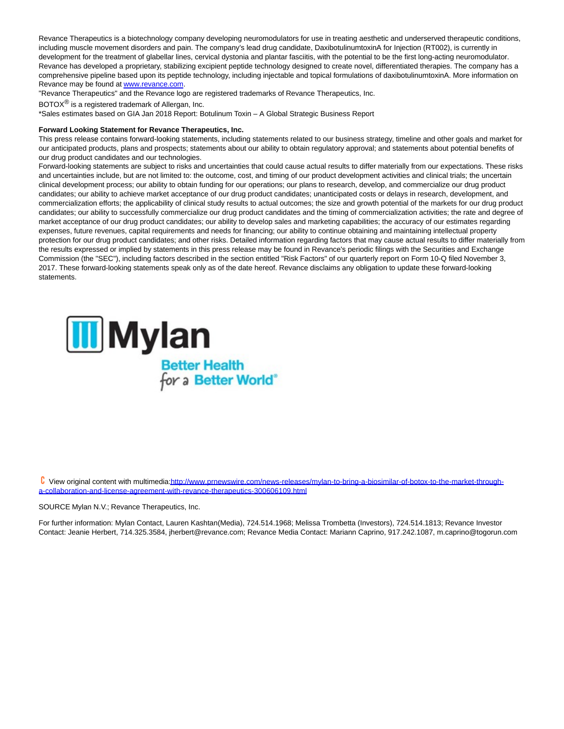Revance Therapeutics is a biotechnology company developing neuromodulators for use in treating aesthetic and underserved therapeutic conditions, including muscle movement disorders and pain. The company's lead drug candidate, DaxibotulinumtoxinA for Injection (RT002), is currently in development for the treatment of glabellar lines, cervical dystonia and plantar fasciitis, with the potential to be the first long-acting neuromodulator. Revance has developed a proprietary, stabilizing excipient peptide technology designed to create novel, differentiated therapies. The company has a comprehensive pipeline based upon its peptide technology, including injectable and topical formulations of daxibotulinumtoxinA. More information on Revance may be found at www.revance.com.

"Revance Therapeutics" and the Revance logo are registered trademarks of Revance Therapeutics, Inc.

BOTOX® is a registered trademark of Allergan, Inc.

*Sales estimates based on GIA Jan 2018 Report: Botulinum Toxin – A Global Strategic Business Report

**Forward Looking Statement for Revance Therapeutics, Inc.**

This press release contains forward-looking statements, including statements related to our business strategy, timeline and other goals and market for our anticipated products, plans and prospects; statements about our ability to obtain regulatory approval; and statements about potential benefits of our drug product candidates and our technologies.

Forward-looking statements are subject to risks and uncertainties that could cause actual results to differ materially from our expectations. These risks and uncertainties include, but are not limited to: the outcome, cost, and timing of our product development activities and clinical trials; the uncertain clinical development process; our ability to obtain funding for our operations; our plans to research, develop, and commercialize our drug product candidates; our ability to achieve market acceptance of our drug product candidates; unanticipated costs or delays in research, development, and commercialization efforts; the applicability of clinical study results to actual outcomes; the size and growth potential of the markets for our drug product candidates; our ability to successfully commercialize our drug product candidates and the timing of commercialization activities; the rate and degree of market acceptance of our drug product candidates; our ability to develop sales and marketing capabilities; the accuracy of our estimates regarding expenses, future revenues, capital requirements and needs for financing; our ability to continue obtaining and maintaining intellectual property protection for our drug product candidates; and other risks. Detailed information regarding factors that may cause actual results to differ materially from the results expressed or implied by statements in this press release may be found in Revance's periodic filings with the Securities and Exchange Commission (the "SEC"), including factors described in the section entitled "Risk Factors" of our quarterly report on Form 10-Q filed November 3, 2017. These forward-looking statements speak only as of the date hereof. Revance disclaims any obligation to update these forward-looking statements.

Mylan

Better Health for a Better World®

View original content with multimedia:http://www.prnewswire.com/news-releases/mylan-to-bring-a-biosimilar-of-botox-to-the-market-through-a-collaboration-and-license-agreement-with-revance-therapeutics-300606109.html

SOURCE Mylan N.V.; Revance Therapeutics, Inc.

For further information: Mylan Contact, Lauren Kashtan(Media), 724.514.1968; Melissa Trombetta (Investors), 724.514.1813; Revance Investor Contact: Jeanie Herbert, 714.325.3584, jherbert@revance.com; Revance Media Contact: Mariann Caprino, 917.242.1087, m.caprino@togorun.com